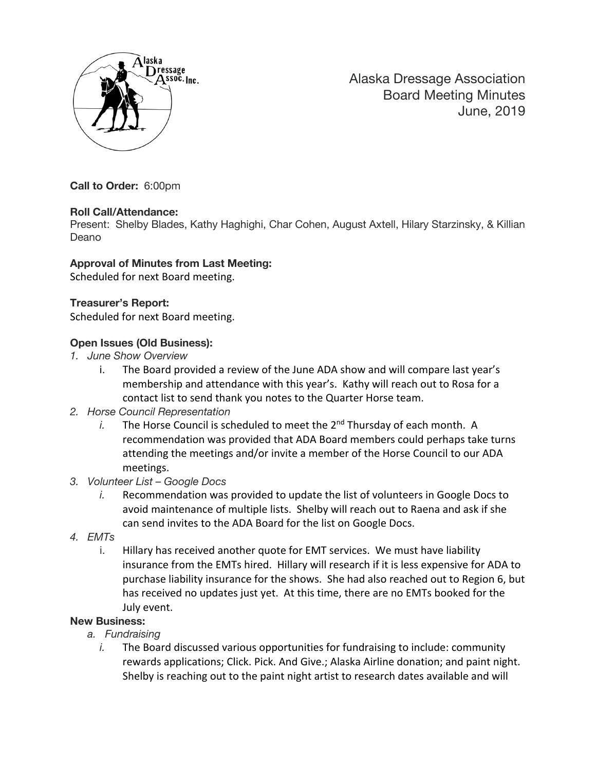# Alaska Dressage Association
## Board Meeting Minutes
## June, 2019

**Call to Order:** 6:00pm

**Roll Call/Attendance:**
Present: Shelby Blades, Kathy Haghighi, Char Cohen, August Axtell, Hilary Starzinsky, & Killian Deano

**Approval of Minutes from Last Meeting:**
Scheduled for next Board meeting.

**Treasurer's Report:**
Scheduled for next Board meeting.

**Open Issues (Old Business):**

1. *June Show Overview*
   i. The Board provided a review of the June ADA show and will compare last year's membership and attendance with this year's. Kathy will reach out to Rosa for a contact list to send thank you notes to the Quarter Horse team.
2. *Horse Council Representation*
   *i.* The Horse Council is scheduled to meet the 2nd Thursday of each month. A recommendation was provided that ADA Board members could perhaps take turns attending the meetings and/or invite a member of the Horse Council to our ADA meetings.
3. *Volunteer List – Google Docs*
   *i.* Recommendation was provided to update the list of volunteers in Google Docs to avoid maintenance of multiple lists. Shelby will reach out to Raena and ask if she can send invites to the ADA Board for the list on Google Docs.
4. *EMTs*
   i. Hillary has received another quote for EMT services. We must have liability insurance from the EMTs hired. Hillary will research if it is less expensive for ADA to purchase liability insurance for the shows. She had also reached out to Region 6, but has received no updates just yet. At this time, there are no EMTs booked for the July event.

**New Business:**

a. *Fundraising*
   *i.* The Board discussed various opportunities for fundraising to include: community rewards applications; Click. Pick. And Give.; Alaska Airline donation; and paint night. Shelby is reaching out to the paint night artist to research dates available and will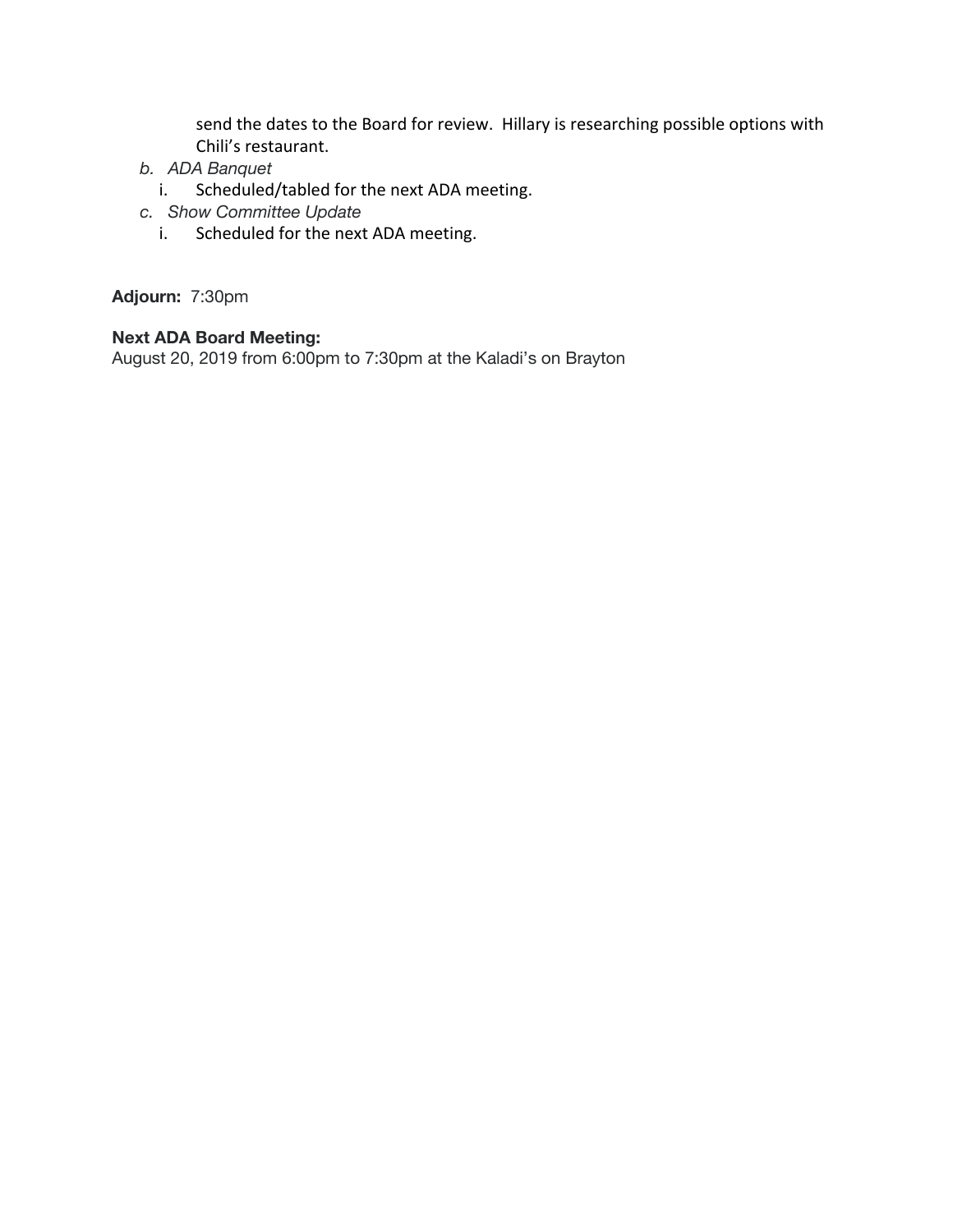send the dates to the Board for review. Hillary is researching possible options with Chili's restaurant.

b. *ADA Banquet*
   i. Scheduled/tabled for the next ADA meeting.
c. *Show Committee Update*
   i. Scheduled for the next ADA meeting.

**Adjourn:** 7:30pm

**Next ADA Board Meeting:**
August 20, 2019 from 6:00pm to 7:30pm at the Kaladi's on Brayton